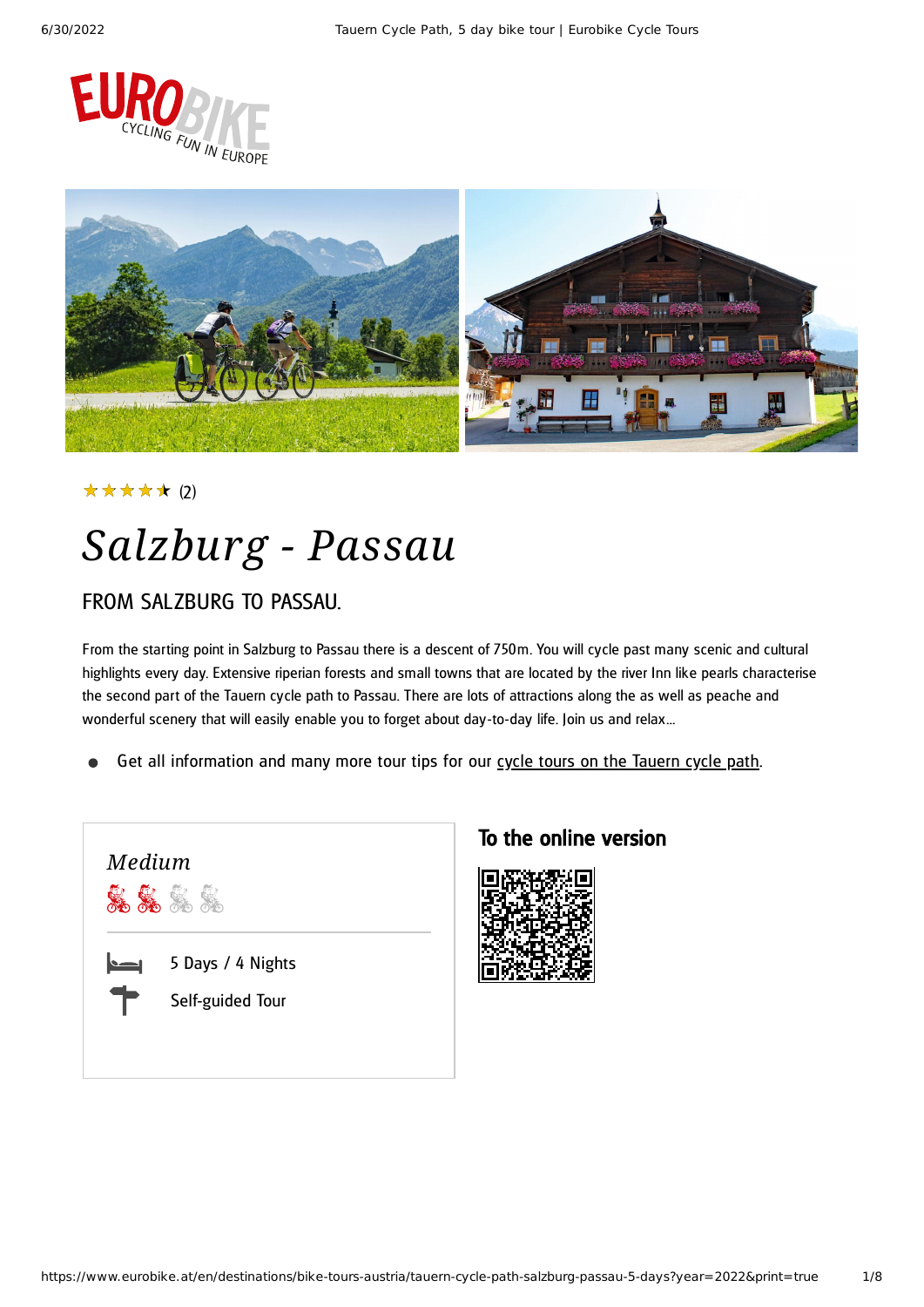★★★★★ (2)

# Salzburg - Passau

## FROM SALZBURG TO PASSAU.

From the starting point in Salzburg to Passau there is a descent of 750m. You will cycle past many scenic and cultural highlights every day. Extensive riperian forests and small towns that are located by the river Inn like pearls characterise the second part of the Tauern cycle path to Passau. There are lots of attractions along the as well as peache and wonderful scenery that will easily enable you to forget about day-to-day life. Join us and relax...

- Get all information and many more tour tips for our cycle tours on the Tauern cycle path.

*Medium*

5 Days / 4 Nights

Self-guided Tour

### To the online version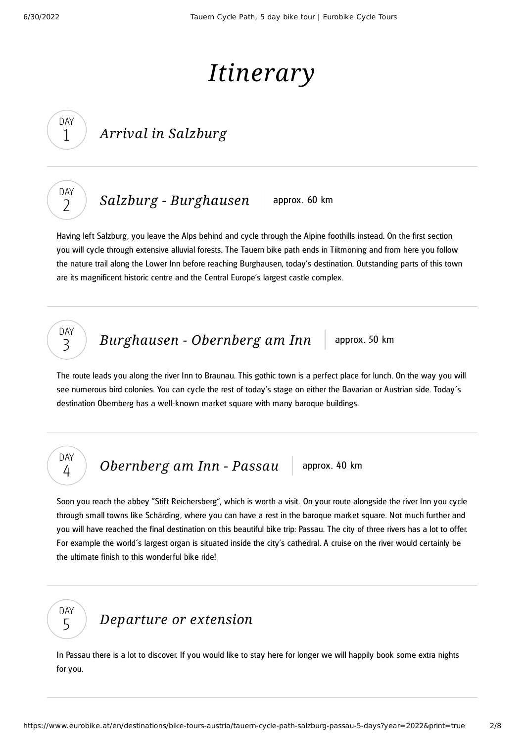# *Itinerary*

## DAY 1 — *Arrival in Salzburg*

## DAY 2 — *Salzburg - Burghausen* | approx. 60 km

Having left Salzburg, you leave the Alps behind and cycle through the Alpine foothills instead. On the first section you will cycle through extensive alluvial forests. The Tauern bike path ends in Tiitmoning and from here you follow the nature trail along the Lower Inn before reaching Burghausen, today's destination. Outstanding parts of this town are its magnificent historic centre and the Central Europe's largest castle complex.

## DAY 3 — *Burghausen - Obernberg am Inn* | approx. 50 km

The route leads you along the river Inn to Braunau. This gothic town is a perfect place for lunch. On the way you will see numerous bird colonies. You can cycle the rest of today's stage on either the Bavarian or Austrian side. Today´s destination Obernberg has a well-known market square with many baroque buildings.

## DAY 4 — *Obernberg am Inn - Passau* | approx. 40 km

Soon you reach the abbey "Stift Reichersberg", which is worth a visit. On your route alongside the river Inn you cycle through small towns like Schärding, where you can have a rest in the baroque market square. Not much further and you will have reached the final destination on this beautiful bike trip: Passau. The city of three rivers has a lot to offer. For example the world´s largest organ is situated inside the city's cathedral. A cruise on the river would certainly be the ultimate finish to this wonderful bike ride!

## DAY 5 — *Departure or extension*

In Passau there is a lot to discover. If you would like to stay here for longer we will happily book some extra nights for you.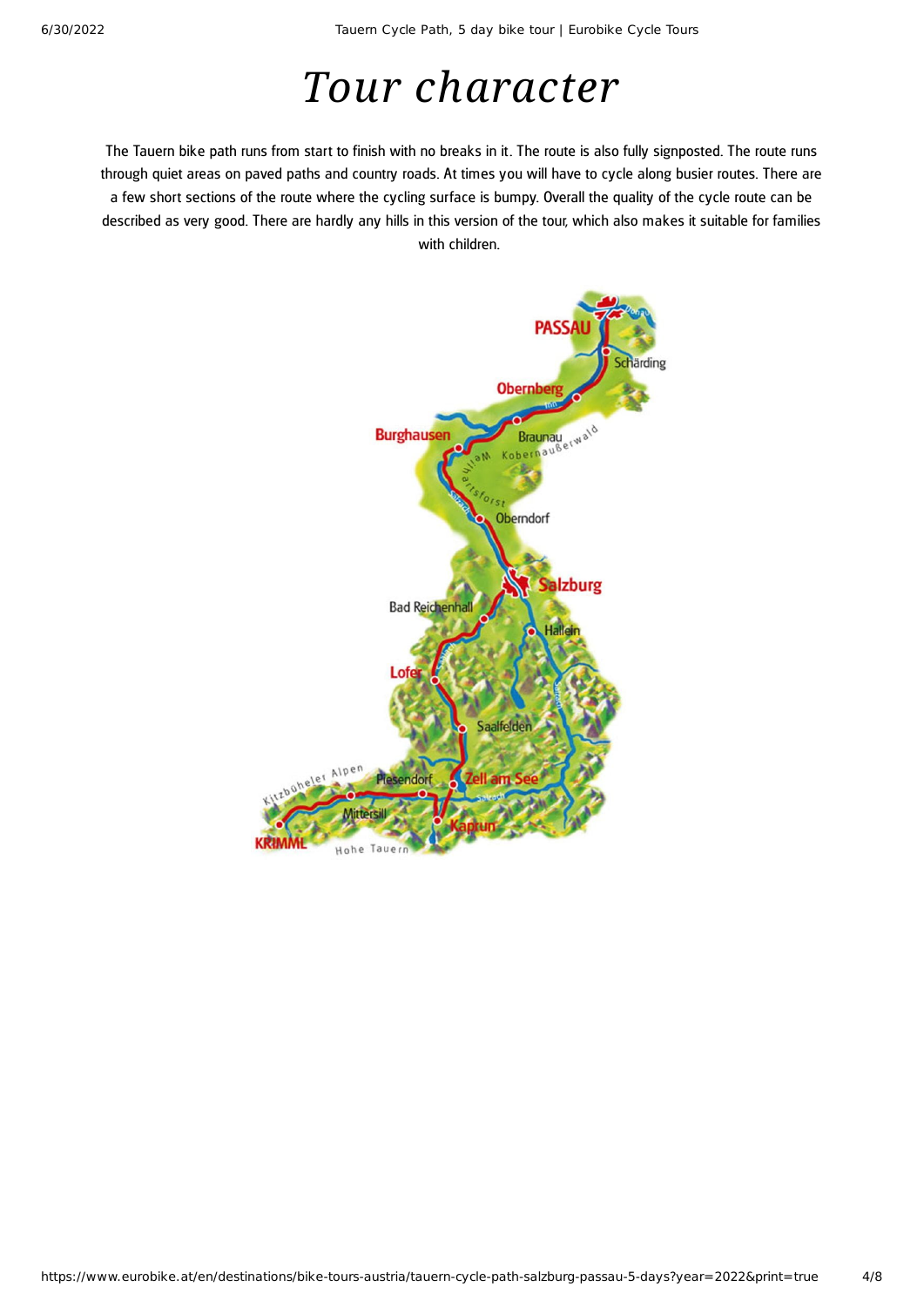# Tour character

The Tauern bike path runs from start to finish with no breaks in it. The route is also fully signposted. The route runs through quiet areas on paved paths and country roads. At times you will have to cycle along busier routes. There are a few short sections of the route where the cycling surface is bumpy. Overall the quality of the cycle route can be described as very good. There are hardly any hills in this version of the tour, which also makes it suitable for families with children.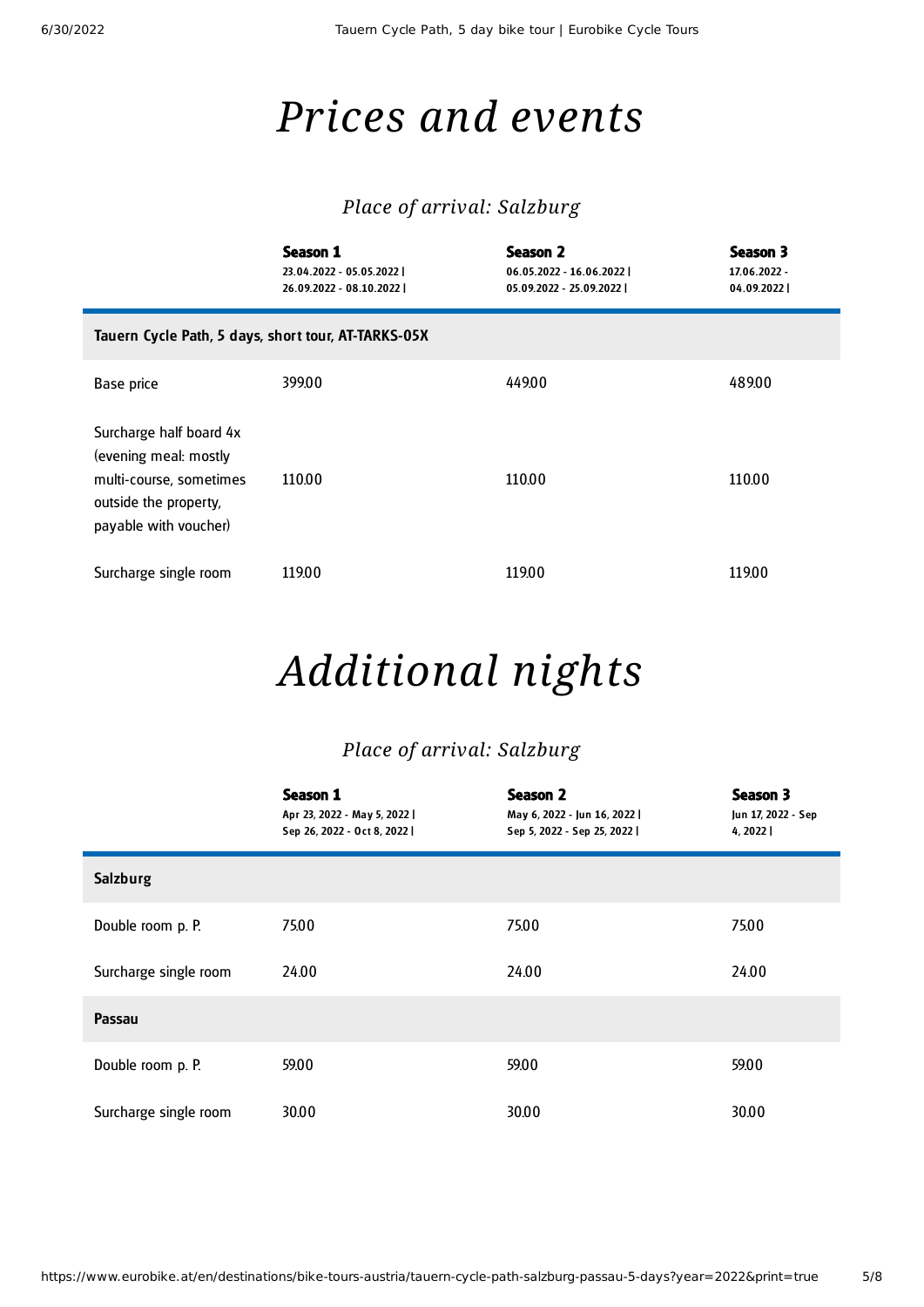# *Prices and events*

### *Place of arrival: Salzburg*

| | **Season 1**<br>23.04.2022 - 05.05.2022 \|<br>26.09.2022 - 08.10.2022 \| | **Season 2**<br>06.05.2022 - 16.06.2022 \|<br>05.09.2022 - 25.09.2022 \| | **Season 3**<br>17.06.2022 -<br>04.09.2022 \| |
|---|---|---|---|
| **Tauern Cycle Path, 5 days, short tour, AT-TARKS-05X** | | | |
| Base price | 399.00 | 449.00 | 489.00 |
| Surcharge half board 4x (evening meal: mostly multi-course, sometimes outside the property, payable with voucher) | 110.00 | 110.00 | 110.00 |
| Surcharge single room | 119.00 | 119.00 | 119.00 |

# *Additional nights*

### *Place of arrival: Salzburg*

| | **Season 1**<br>Apr 23, 2022 - May 5, 2022 \|<br>Sep 26, 2022 - Oct 8, 2022 \| | **Season 2**<br>May 6, 2022 - Jun 16, 2022 \|<br>Sep 5, 2022 - Sep 25, 2022 \| | **Season 3**<br>Jun 17, 2022 - Sep<br>4, 2022 \| |
|---|---|---|---|
| **Salzburg** | | | |
| Double room p. P. | 75.00 | 75.00 | 75.00 |
| Surcharge single room | 24.00 | 24.00 | 24.00 |
| **Passau** | | | |
| Double room p. P. | 59.00 | 59.00 | 59.00 |
| Surcharge single room | 30.00 | 30.00 | 30.00 |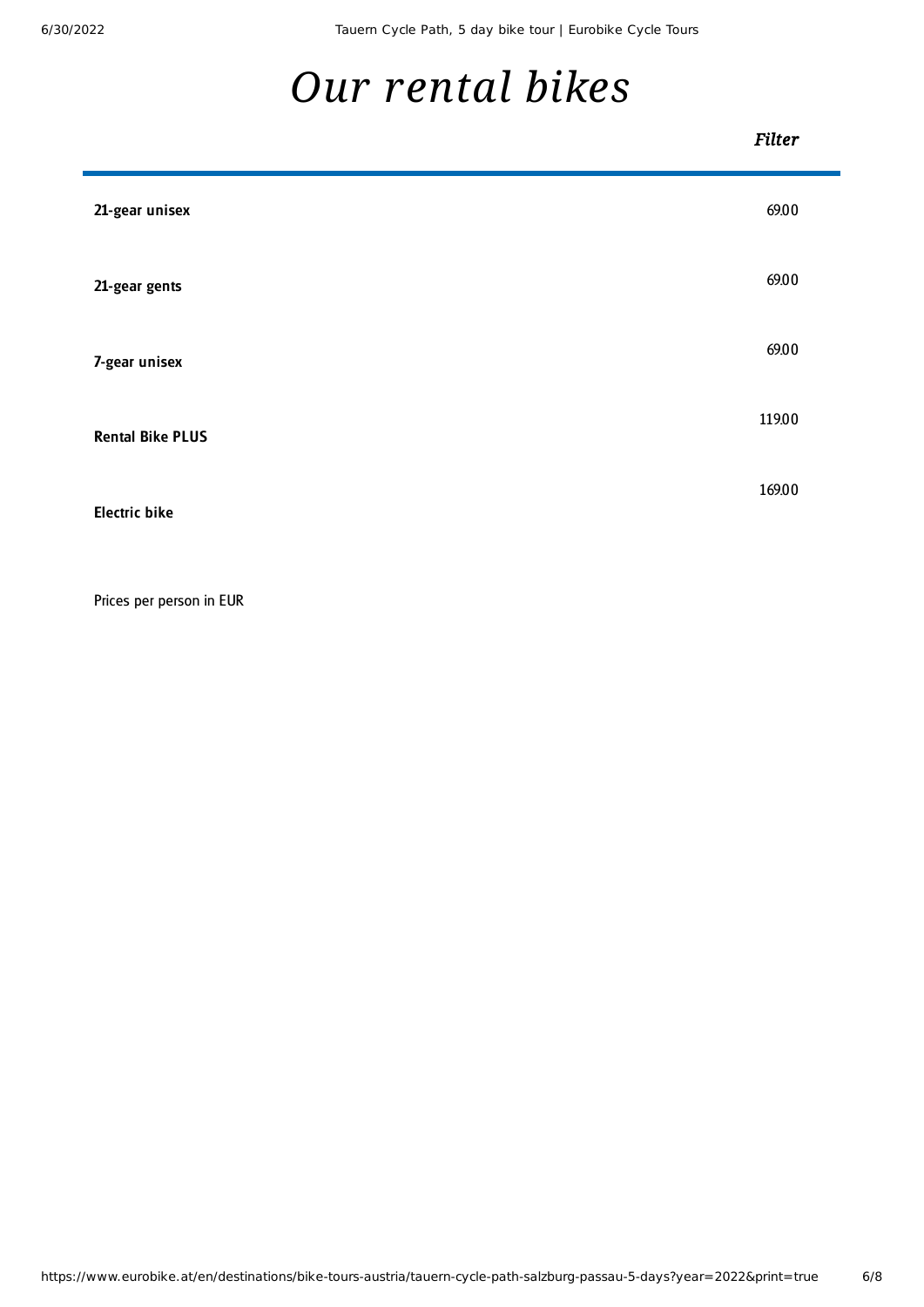# *Our rental bikes*

*Filter*

| | |
|---|---|
| **21-gear unisex** | 69.00 |
| **21-gear gents** | 69.00 |
| **7-gear unisex** | 69.00 |
| **Rental Bike PLUS** | 119.00 |
| **Electric bike** | 169.00 |

Prices per person in EUR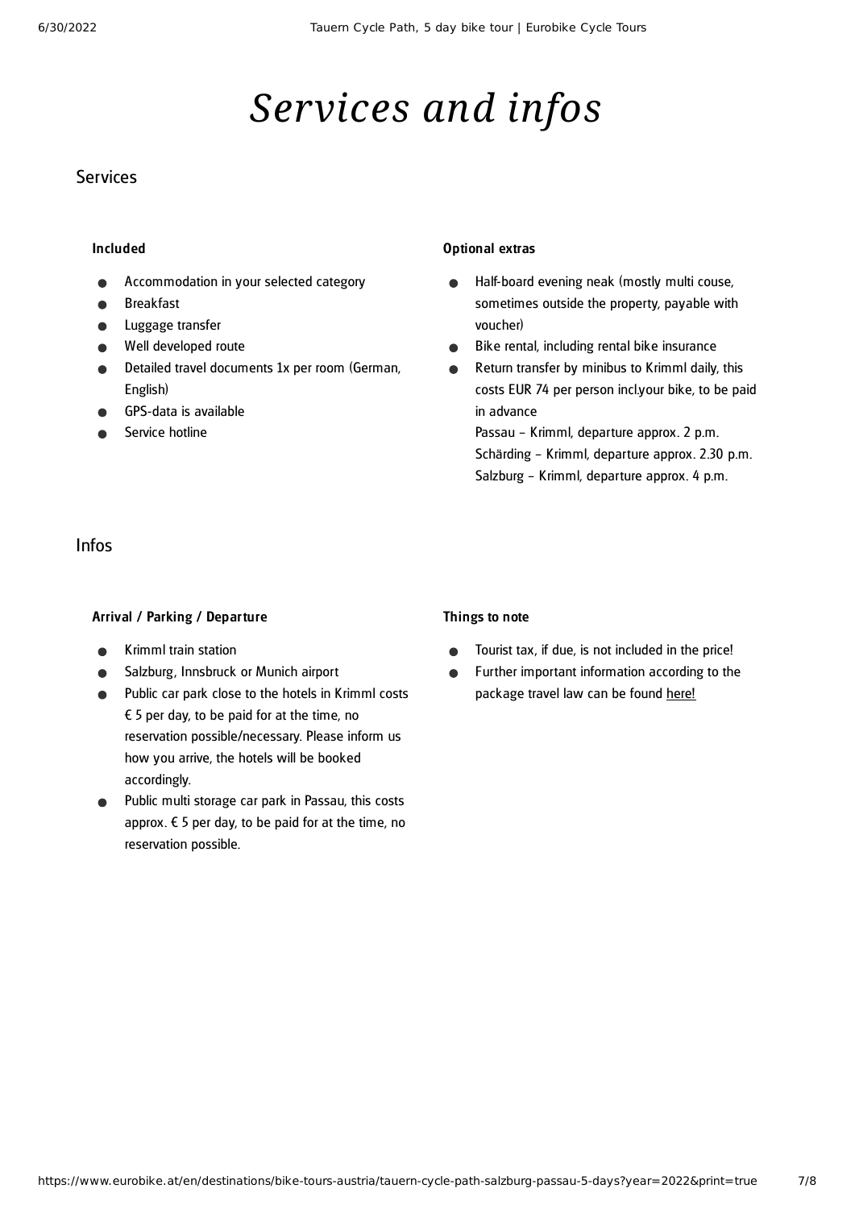# *Services and infos*

## Services

### Included

- Accommodation in your selected category
- Breakfast
- Luggage transfer
- Well developed route
- Detailed travel documents 1x per room (German, English)
- GPS-data is available
- Service hotline

### Optional extras

- Half-board evening neak (mostly multi couse, sometimes outside the property, payable with voucher)
- Bike rental, including rental bike insurance
- Return transfer by minibus to Krimml daily, this costs EUR 74 per person incl.your bike, to be paid in advance
  Passau – Krimml, departure approx. 2 p.m.
  Schärding – Krimml, departure approx. 2.30 p.m.
  Salzburg – Krimml, departure approx. 4 p.m.

## Infos

### Arrival / Parking / Departure

- Krimml train station
- Salzburg, Innsbruck or Munich airport
- Public car park close to the hotels in Krimml costs € 5 per day, to be paid for at the time, no reservation possible/necessary. Please inform us how you arrive, the hotels will be booked accordingly.
- Public multi storage car park in Passau, this costs approx. € 5 per day, to be paid for at the time, no reservation possible.

### Things to note

- Tourist tax, if due, is not included in the price!
- Further important information according to the package travel law can be found here!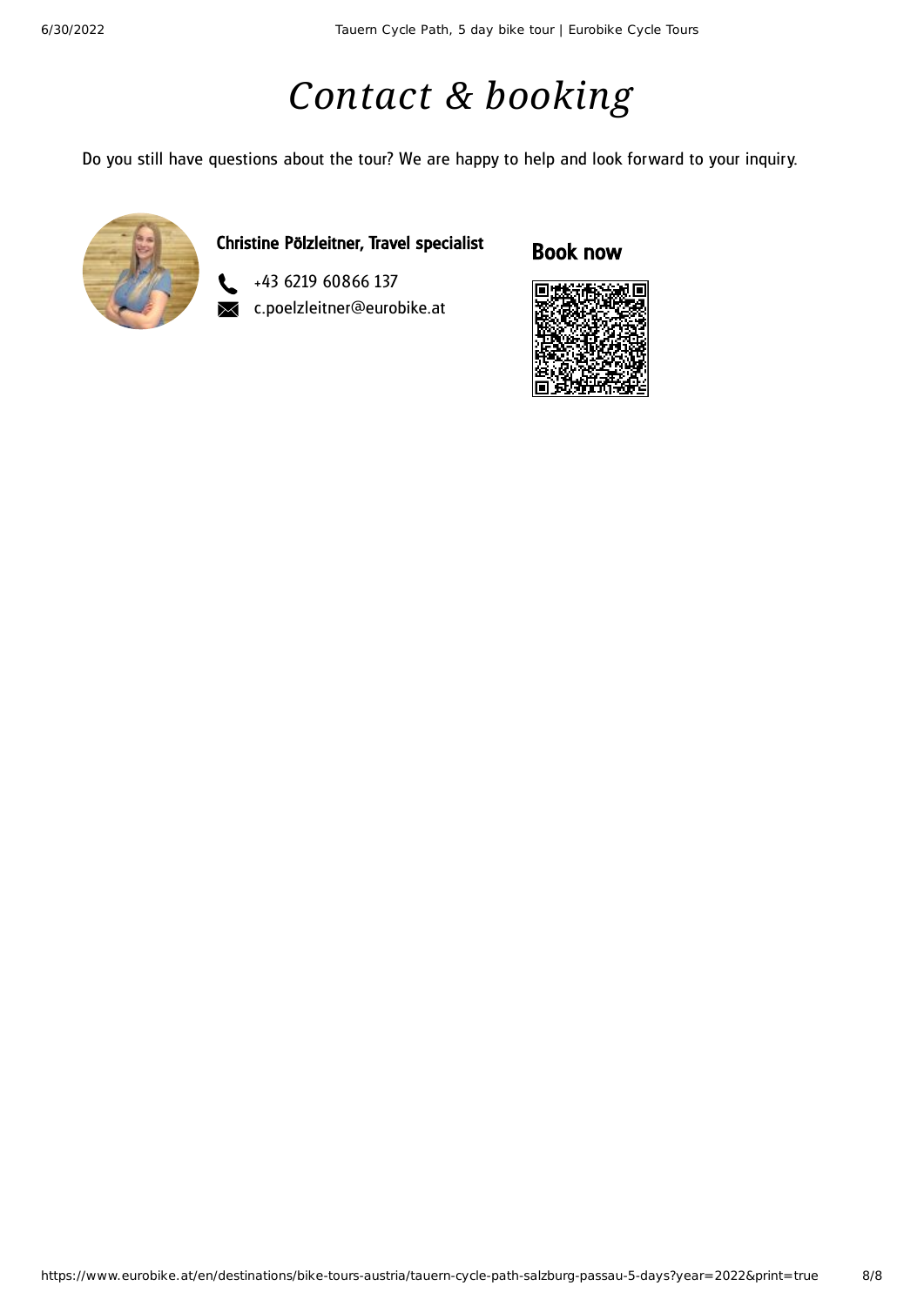# *Contact & booking*

Do you still have questions about the tour? We are happy to help and look forward to your inquiry.

**Christine Pölzleitner, Travel specialist**

+43 6219 60866 137

c.poelzleitner@eurobike.at

**Book now**